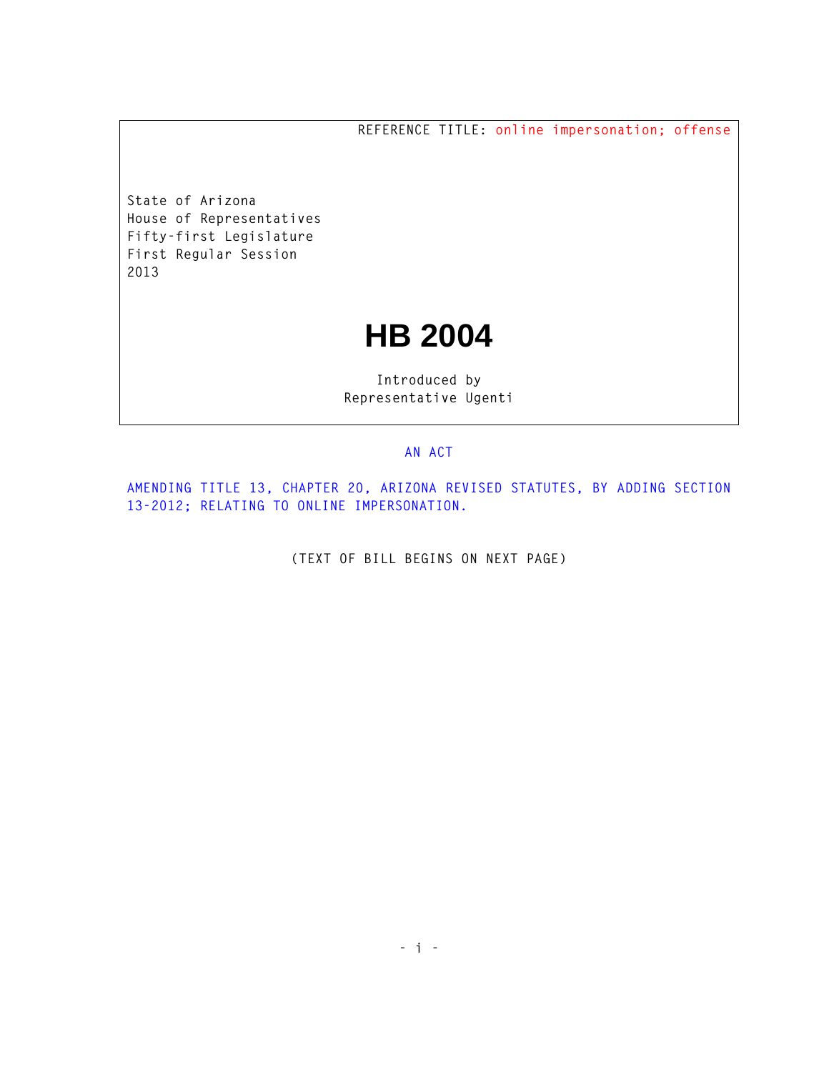REFERENCE TITLE: online impersonation; offense

State of Arizona
House of Representatives
Fifty-first Legislature
First Regular Session
2013

# HB 2004

Introduced by
Representative Ugenti

AN ACT

AMENDING TITLE 13, CHAPTER 20, ARIZONA REVISED STATUTES, BY ADDING SECTION 13-2012; RELATING TO ONLINE IMPERSONATION.

(TEXT OF BILL BEGINS ON NEXT PAGE)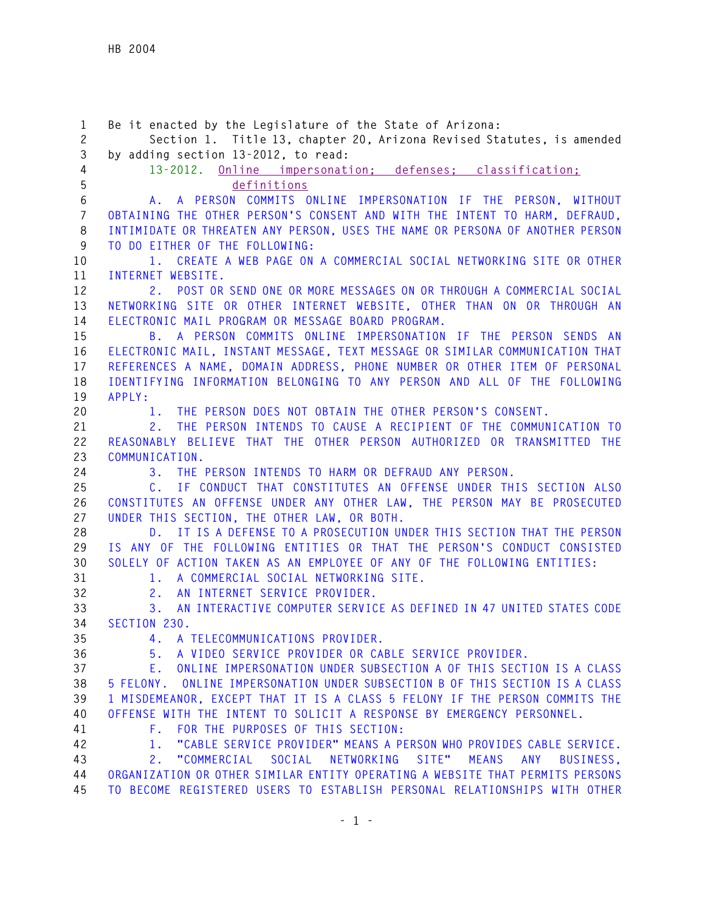Be it enacted by the Legislature of the State of Arizona:

Section 1. Title 13, chapter 20, Arizona Revised Statutes, is amended by adding section 13-2012, to read:

13-2012. Online impersonation; defenses; classification; definitions

A. A PERSON COMMITS ONLINE IMPERSONATION IF THE PERSON, WITHOUT OBTAINING THE OTHER PERSON'S CONSENT AND WITH THE INTENT TO HARM, DEFRAUD, INTIMIDATE OR THREATEN ANY PERSON, USES THE NAME OR PERSONA OF ANOTHER PERSON TO DO EITHER OF THE FOLLOWING:

1. CREATE A WEB PAGE ON A COMMERCIAL SOCIAL NETWORKING SITE OR OTHER INTERNET WEBSITE.

2. POST OR SEND ONE OR MORE MESSAGES ON OR THROUGH A COMMERCIAL SOCIAL NETWORKING SITE OR OTHER INTERNET WEBSITE, OTHER THAN ON OR THROUGH AN ELECTRONIC MAIL PROGRAM OR MESSAGE BOARD PROGRAM.

B. A PERSON COMMITS ONLINE IMPERSONATION IF THE PERSON SENDS AN ELECTRONIC MAIL, INSTANT MESSAGE, TEXT MESSAGE OR SIMILAR COMMUNICATION THAT REFERENCES A NAME, DOMAIN ADDRESS, PHONE NUMBER OR OTHER ITEM OF PERSONAL IDENTIFYING INFORMATION BELONGING TO ANY PERSON AND ALL OF THE FOLLOWING APPLY:

1. THE PERSON DOES NOT OBTAIN THE OTHER PERSON'S CONSENT.

2. THE PERSON INTENDS TO CAUSE A RECIPIENT OF THE COMMUNICATION TO REASONABLY BELIEVE THAT THE OTHER PERSON AUTHORIZED OR TRANSMITTED THE COMMUNICATION.

3. THE PERSON INTENDS TO HARM OR DEFRAUD ANY PERSON.

C. IF CONDUCT THAT CONSTITUTES AN OFFENSE UNDER THIS SECTION ALSO CONSTITUTES AN OFFENSE UNDER ANY OTHER LAW, THE PERSON MAY BE PROSECUTED UNDER THIS SECTION, THE OTHER LAW, OR BOTH.

D. IT IS A DEFENSE TO A PROSECUTION UNDER THIS SECTION THAT THE PERSON IS ANY OF THE FOLLOWING ENTITIES OR THAT THE PERSON'S CONDUCT CONSISTED SOLELY OF ACTION TAKEN AS AN EMPLOYEE OF ANY OF THE FOLLOWING ENTITIES:

1. A COMMERCIAL SOCIAL NETWORKING SITE.

2. AN INTERNET SERVICE PROVIDER.

3. AN INTERACTIVE COMPUTER SERVICE AS DEFINED IN 47 UNITED STATES CODE SECTION 230.

4. A TELECOMMUNICATIONS PROVIDER.

5. A VIDEO SERVICE PROVIDER OR CABLE SERVICE PROVIDER.

E. ONLINE IMPERSONATION UNDER SUBSECTION A OF THIS SECTION IS A CLASS 5 FELONY. ONLINE IMPERSONATION UNDER SUBSECTION B OF THIS SECTION IS A CLASS 1 MISDEMEANOR, EXCEPT THAT IT IS A CLASS 5 FELONY IF THE PERSON COMMITS THE OFFENSE WITH THE INTENT TO SOLICIT A RESPONSE BY EMERGENCY PERSONNEL.

F. FOR THE PURPOSES OF THIS SECTION:

1. "CABLE SERVICE PROVIDER" MEANS A PERSON WHO PROVIDES CABLE SERVICE.

2. "COMMERCIAL SOCIAL NETWORKING SITE" MEANS ANY BUSINESS, ORGANIZATION OR OTHER SIMILAR ENTITY OPERATING A WEBSITE THAT PERMITS PERSONS TO BECOME REGISTERED USERS TO ESTABLISH PERSONAL RELATIONSHIPS WITH OTHER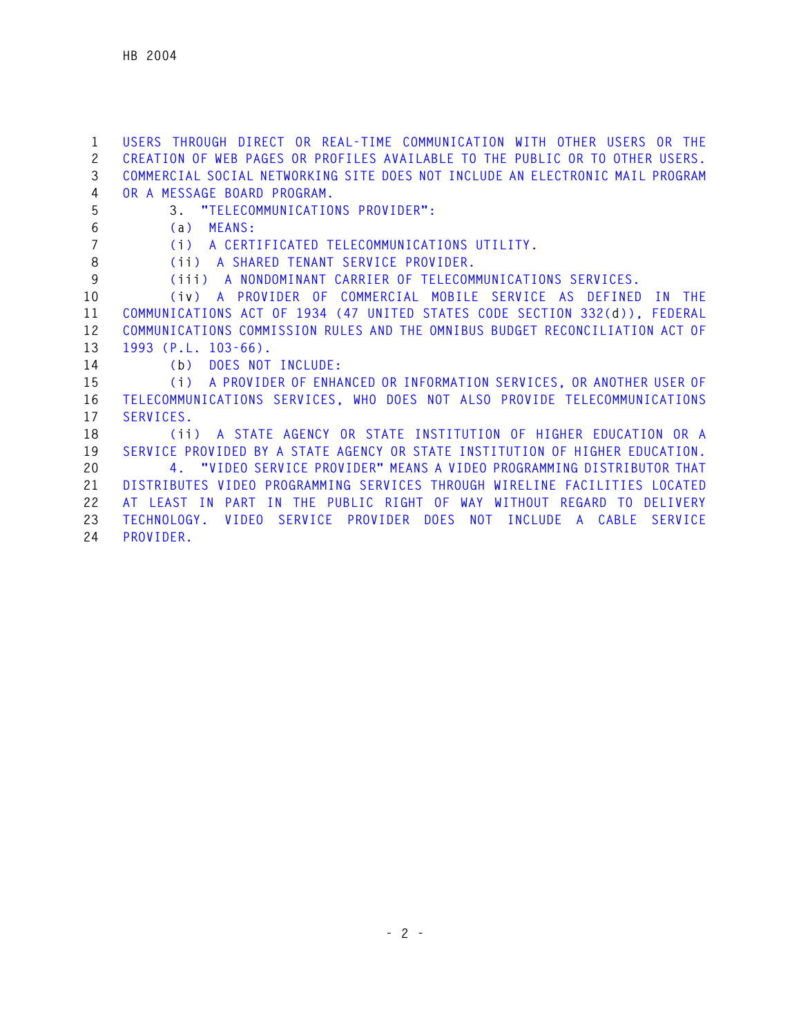USERS THROUGH DIRECT OR REAL-TIME COMMUNICATION WITH OTHER USERS OR THE CREATION OF WEB PAGES OR PROFILES AVAILABLE TO THE PUBLIC OR TO OTHER USERS. COMMERCIAL SOCIAL NETWORKING SITE DOES NOT INCLUDE AN ELECTRONIC MAIL PROGRAM OR A MESSAGE BOARD PROGRAM.

3. "TELECOMMUNICATIONS PROVIDER":

(a) MEANS:

(i) A CERTIFICATED TELECOMMUNICATIONS UTILITY.

(ii) A SHARED TENANT SERVICE PROVIDER.

(iii) A NONDOMINANT CARRIER OF TELECOMMUNICATIONS SERVICES.

(iv) A PROVIDER OF COMMERCIAL MOBILE SERVICE AS DEFINED IN THE COMMUNICATIONS ACT OF 1934 (47 UNITED STATES CODE SECTION 332(d)), FEDERAL COMMUNICATIONS COMMISSION RULES AND THE OMNIBUS BUDGET RECONCILIATION ACT OF 1993 (P.L. 103-66).

(b) DOES NOT INCLUDE:

(i) A PROVIDER OF ENHANCED OR INFORMATION SERVICES, OR ANOTHER USER OF TELECOMMUNICATIONS SERVICES, WHO DOES NOT ALSO PROVIDE TELECOMMUNICATIONS SERVICES.

(ii) A STATE AGENCY OR STATE INSTITUTION OF HIGHER EDUCATION OR A SERVICE PROVIDED BY A STATE AGENCY OR STATE INSTITUTION OF HIGHER EDUCATION.

4. "VIDEO SERVICE PROVIDER" MEANS A VIDEO PROGRAMMING DISTRIBUTOR THAT DISTRIBUTES VIDEO PROGRAMMING SERVICES THROUGH WIRELINE FACILITIES LOCATED AT LEAST IN PART IN THE PUBLIC RIGHT OF WAY WITHOUT REGARD TO DELIVERY TECHNOLOGY. VIDEO SERVICE PROVIDER DOES NOT INCLUDE A CABLE SERVICE PROVIDER.